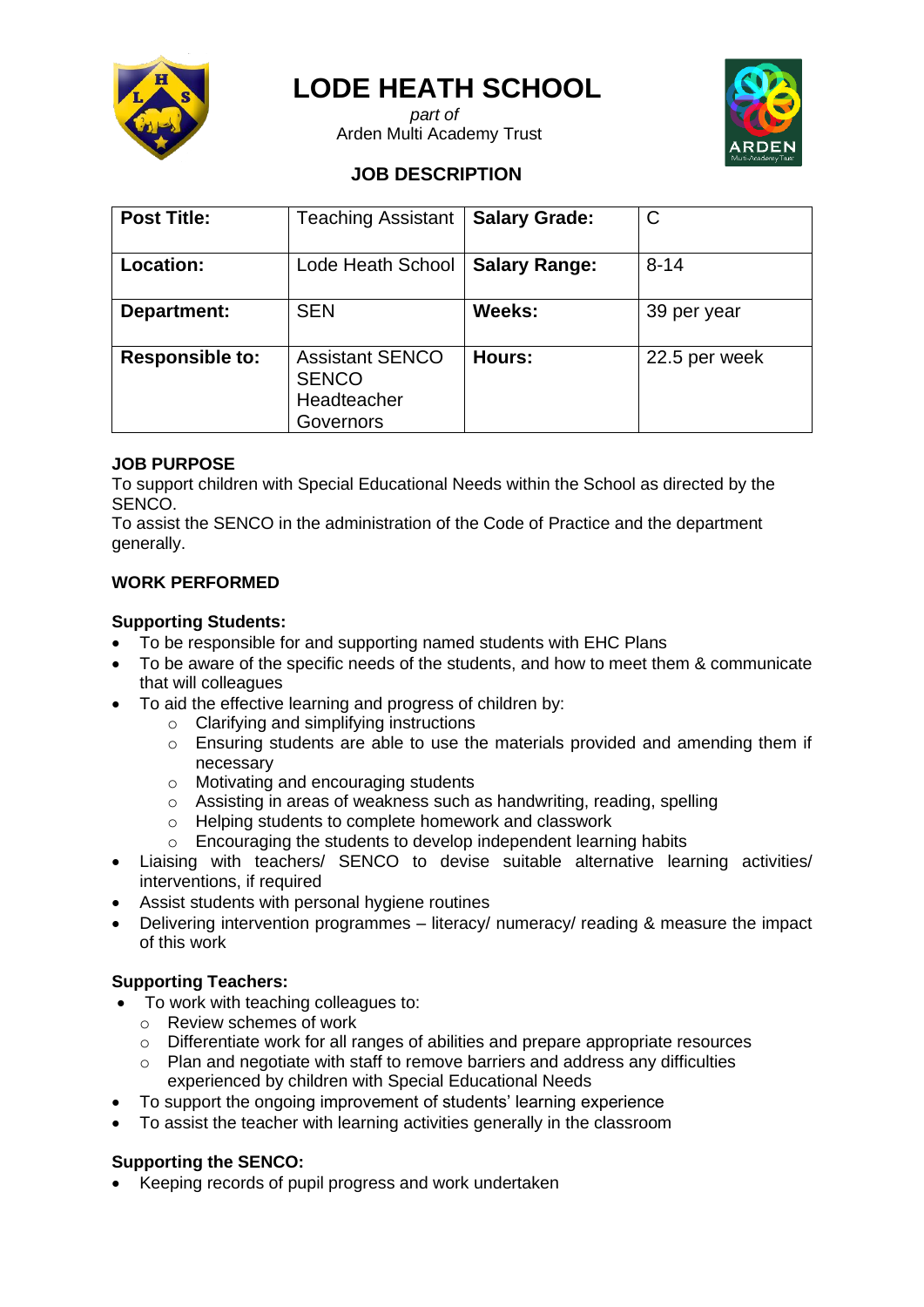# LODE HEATH SCHOOL

*part of*
Arden Multi Academy Trust

## JOB DESCRIPTION

| **Post Title:** | Teaching Assistant | **Salary Grade:** | C |
|---|---|---|---|
| **Location:** | Lode Heath School | **Salary Range:** | 8-14 |
| **Department:** | SEN | **Weeks:** | 39 per year |
| **Responsible to:** | Assistant SENCO<br>SENCO<br>Headteacher<br>Governors | **Hours:** | 22.5 per week |

### JOB PURPOSE

To support children with Special Educational Needs within the School as directed by the SENCO.
To assist the SENCO in the administration of the Code of Practice and the department generally.

### WORK PERFORMED

**Supporting Students:**

- To be responsible for and supporting named students with EHC Plans
- To be aware of the specific needs of the students, and how to meet them & communicate that will colleagues
- To aid the effective learning and progress of children by:
  - Clarifying and simplifying instructions
  - Ensuring students are able to use the materials provided and amending them if necessary
  - Motivating and encouraging students
  - Assisting in areas of weakness such as handwriting, reading, spelling
  - Helping students to complete homework and classwork
  - Encouraging the students to develop independent learning habits
- Liaising with teachers/ SENCO to devise suitable alternative learning activities/ interventions, if required
- Assist students with personal hygiene routines
- Delivering intervention programmes – literacy/ numeracy/ reading & measure the impact of this work

**Supporting Teachers:**

- To work with teaching colleagues to:
  - Review schemes of work
  - Differentiate work for all ranges of abilities and prepare appropriate resources
  - Plan and negotiate with staff to remove barriers and address any difficulties experienced by children with Special Educational Needs
- To support the ongoing improvement of students' learning experience
- To assist the teacher with learning activities generally in the classroom

**Supporting the SENCO:**

- Keeping records of pupil progress and work undertaken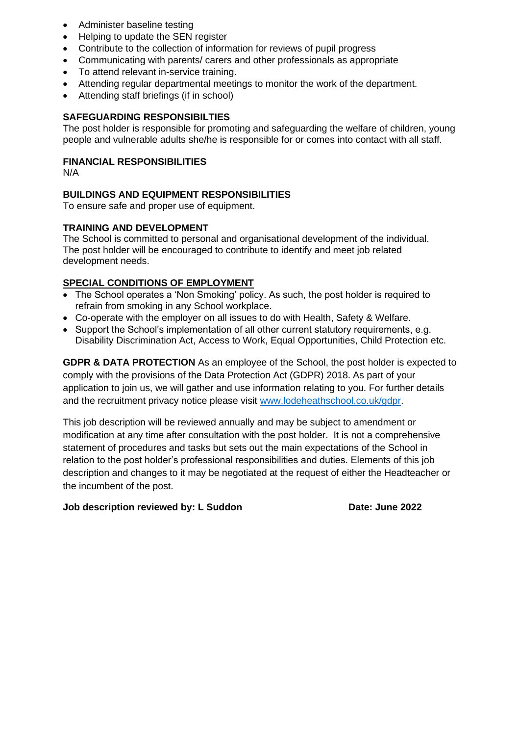- Administer baseline testing
- Helping to update the SEN register
- Contribute to the collection of information for reviews of pupil progress
- Communicating with parents/ carers and other professionals as appropriate
- To attend relevant in-service training.
- Attending regular departmental meetings to monitor the work of the department.
- Attending staff briefings (if in school)

**SAFEGUARDING RESPONSIBILTIES**

The post holder is responsible for promoting and safeguarding the welfare of children, young people and vulnerable adults she/he is responsible for or comes into contact with all staff.

**FINANCIAL RESPONSIBILITIES**

N/A

**BUILDINGS AND EQUIPMENT RESPONSIBILITIES**

To ensure safe and proper use of equipment.

**TRAINING AND DEVELOPMENT**

The School is committed to personal and organisational development of the individual. The post holder will be encouraged to contribute to identify and meet job related development needs.

**SPECIAL CONDITIONS OF EMPLOYMENT**

- The School operates a 'Non Smoking' policy. As such, the post holder is required to refrain from smoking in any School workplace.
- Co-operate with the employer on all issues to do with Health, Safety & Welfare.
- Support the School's implementation of all other current statutory requirements, e.g. Disability Discrimination Act, Access to Work, Equal Opportunities, Child Protection etc.

**GDPR & DATA PROTECTION** As an employee of the School, the post holder is expected to comply with the provisions of the Data Protection Act (GDPR) 2018. As part of your application to join us, we will gather and use information relating to you. For further details and the recruitment privacy notice please visit [www.lodeheathschool.co.uk/gdpr](www.lodeheathschool.co.uk/gdpr).

This job description will be reviewed annually and may be subject to amendment or modification at any time after consultation with the post holder. It is not a comprehensive statement of procedures and tasks but sets out the main expectations of the School in relation to the post holder's professional responsibilities and duties. Elements of this job description and changes to it may be negotiated at the request of either the Headteacher or the incumbent of the post.

**Job description reviewed by: L Suddon** **Date: June 2022**